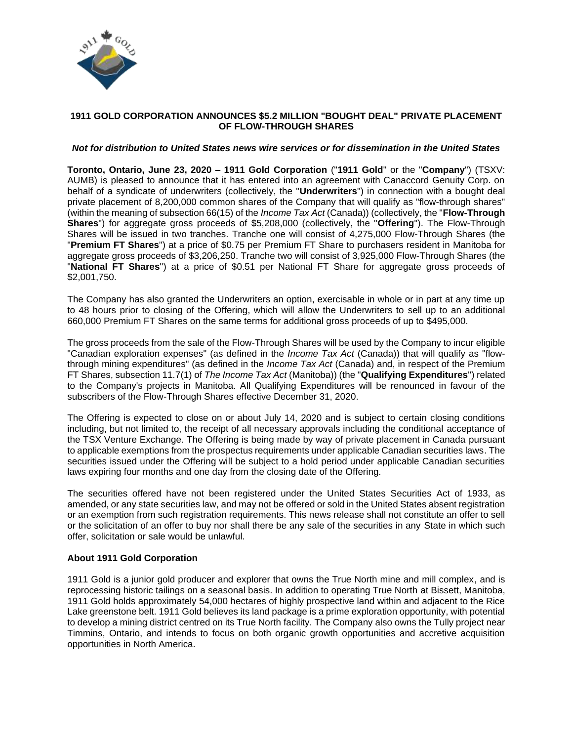# 1911 GOLD CORPORATION ANNOUNCES $5.2 MILLION "BOUGHT DEAL" PRIVATE PLACEMENT OF FLOW-THROUGH SHARES

***Not for distribution to United States news wire services or for dissemination in the United States***

**Toronto, Ontario, June 23, 2020 – 1911 Gold Corporation** ("**1911 Gold**" or the "**Company**") (TSXV: AUMB) is pleased to announce that it has entered into an agreement with Canaccord Genuity Corp. on behalf of a syndicate of underwriters (collectively, the "**Underwriters**") in connection with a bought deal private placement of 8,200,000 common shares of the Company that will qualify as "flow-through shares" (within the meaning of subsection 66(15) of the *Income Tax Act* (Canada)) (collectively, the "**Flow-Through Shares**") for aggregate gross proceeds of $5,208,000 (collectively, the "**Offering**"). The Flow-Through Shares will be issued in two tranches. Tranche one will consist of 4,275,000 Flow-Through Shares (the "**Premium FT Shares**") at a price of $0.75 per Premium FT Share to purchasers resident in Manitoba for aggregate gross proceeds of $3,206,250. Tranche two will consist of 3,925,000 Flow-Through Shares (the "**National FT Shares**") at a price of $0.51 per National FT Share for aggregate gross proceeds of $2,001,750.

The Company has also granted the Underwriters an option, exercisable in whole or in part at any time up to 48 hours prior to closing of the Offering, which will allow the Underwriters to sell up to an additional 660,000 Premium FT Shares on the same terms for additional gross proceeds of up to $495,000.

The gross proceeds from the sale of the Flow-Through Shares will be used by the Company to incur eligible "Canadian exploration expenses" (as defined in the *Income Tax Act* (Canada)) that will qualify as "flow-through mining expenditures" (as defined in the *Income Tax Act* (Canada) and, in respect of the Premium FT Shares, subsection 11.7(1) of *The Income Tax Act* (Manitoba)) (the "**Qualifying Expenditures**") related to the Company's projects in Manitoba. All Qualifying Expenditures will be renounced in favour of the subscribers of the Flow-Through Shares effective December 31, 2020.

The Offering is expected to close on or about July 14, 2020 and is subject to certain closing conditions including, but not limited to, the receipt of all necessary approvals including the conditional acceptance of the TSX Venture Exchange. The Offering is being made by way of private placement in Canada pursuant to applicable exemptions from the prospectus requirements under applicable Canadian securities laws. The securities issued under the Offering will be subject to a hold period under applicable Canadian securities laws expiring four months and one day from the closing date of the Offering.

The securities offered have not been registered under the United States Securities Act of 1933, as amended, or any state securities law, and may not be offered or sold in the United States absent registration or an exemption from such registration requirements. This news release shall not constitute an offer to sell or the solicitation of an offer to buy nor shall there be any sale of the securities in any State in which such offer, solicitation or sale would be unlawful.

## About 1911 Gold Corporation

1911 Gold is a junior gold producer and explorer that owns the True North mine and mill complex, and is reprocessing historic tailings on a seasonal basis. In addition to operating True North at Bissett, Manitoba, 1911 Gold holds approximately 54,000 hectares of highly prospective land within and adjacent to the Rice Lake greenstone belt. 1911 Gold believes its land package is a prime exploration opportunity, with potential to develop a mining district centred on its True North facility. The Company also owns the Tully project near Timmins, Ontario, and intends to focus on both organic growth opportunities and accretive acquisition opportunities in North America.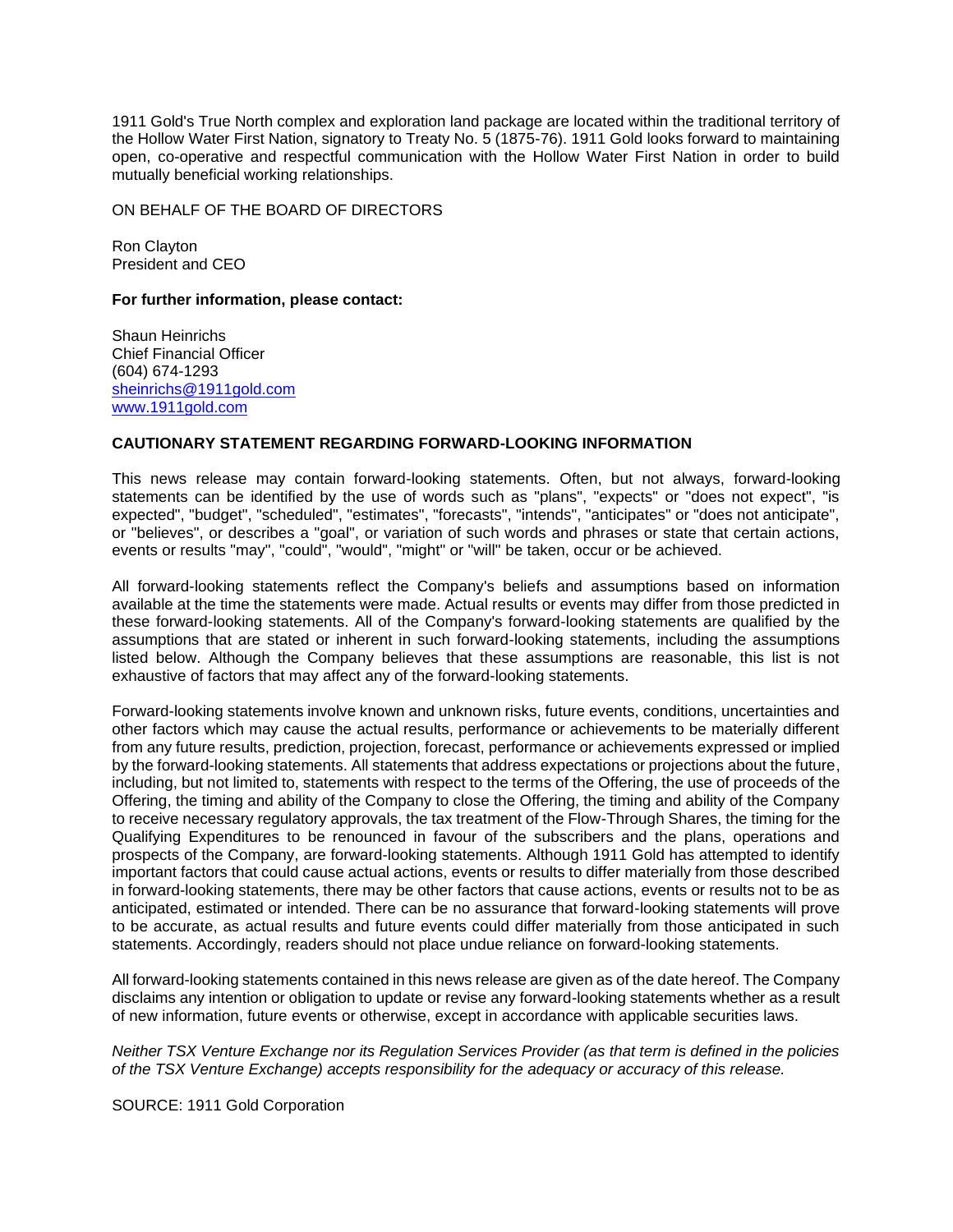1911 Gold's True North complex and exploration land package are located within the traditional territory of the Hollow Water First Nation, signatory to Treaty No. 5 (1875-76). 1911 Gold looks forward to maintaining open, co-operative and respectful communication with the Hollow Water First Nation in order to build mutually beneficial working relationships.

ON BEHALF OF THE BOARD OF DIRECTORS

Ron Clayton
President and CEO

**For further information, please contact:**

Shaun Heinrichs
Chief Financial Officer
(604) 674-1293
sheinrichs@1911gold.com
www.1911gold.com

**CAUTIONARY STATEMENT REGARDING FORWARD-LOOKING INFORMATION**

This news release may contain forward-looking statements. Often, but not always, forward-looking statements can be identified by the use of words such as "plans", "expects" or "does not expect", "is expected", "budget", "scheduled", "estimates", "forecasts", "intends", "anticipates" or "does not anticipate", or "believes", or describes a "goal", or variation of such words and phrases or state that certain actions, events or results "may", "could", "would", "might" or "will" be taken, occur or be achieved.

All forward-looking statements reflect the Company's beliefs and assumptions based on information available at the time the statements were made. Actual results or events may differ from those predicted in these forward-looking statements. All of the Company's forward-looking statements are qualified by the assumptions that are stated or inherent in such forward-looking statements, including the assumptions listed below. Although the Company believes that these assumptions are reasonable, this list is not exhaustive of factors that may affect any of the forward-looking statements.

Forward-looking statements involve known and unknown risks, future events, conditions, uncertainties and other factors which may cause the actual results, performance or achievements to be materially different from any future results, prediction, projection, forecast, performance or achievements expressed or implied by the forward-looking statements. All statements that address expectations or projections about the future, including, but not limited to, statements with respect to the terms of the Offering, the use of proceeds of the Offering, the timing and ability of the Company to close the Offering, the timing and ability of the Company to receive necessary regulatory approvals, the tax treatment of the Flow-Through Shares, the timing for the Qualifying Expenditures to be renounced in favour of the subscribers and the plans, operations and prospects of the Company, are forward-looking statements. Although 1911 Gold has attempted to identify important factors that could cause actual actions, events or results to differ materially from those described in forward-looking statements, there may be other factors that cause actions, events or results not to be as anticipated, estimated or intended. There can be no assurance that forward-looking statements will prove to be accurate, as actual results and future events could differ materially from those anticipated in such statements. Accordingly, readers should not place undue reliance on forward-looking statements.

All forward-looking statements contained in this news release are given as of the date hereof. The Company disclaims any intention or obligation to update or revise any forward-looking statements whether as a result of new information, future events or otherwise, except in accordance with applicable securities laws.

*Neither TSX Venture Exchange nor its Regulation Services Provider (as that term is defined in the policies of the TSX Venture Exchange) accepts responsibility for the adequacy or accuracy of this release.*

SOURCE: 1911 Gold Corporation